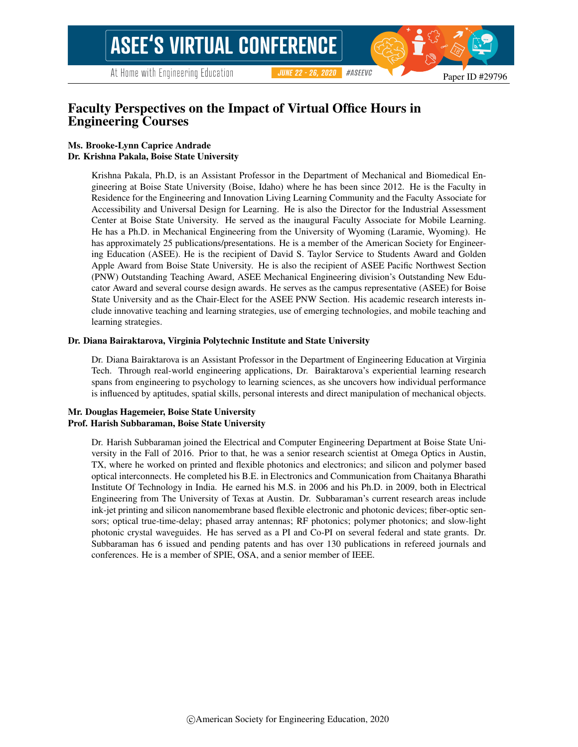# Faculty Perspectives on the Impact of Virtual Office Hours in Engineering Courses

**Ms. Brooke-Lynn Caprice Andrade**
**Dr. Krishna Pakala, Boise State University**

Krishna Pakala, Ph.D, is an Assistant Professor in the Department of Mechanical and Biomedical Engineering at Boise State University (Boise, Idaho) where he has been since 2012. He is the Faculty in Residence for the Engineering and Innovation Living Learning Community and the Faculty Associate for Accessibility and Universal Design for Learning. He is also the Director for the Industrial Assessment Center at Boise State University. He served as the inaugural Faculty Associate for Mobile Learning. He has a Ph.D. in Mechanical Engineering from the University of Wyoming (Laramie, Wyoming). He has approximately 25 publications/presentations. He is a member of the American Society for Engineering Education (ASEE). He is the recipient of David S. Taylor Service to Students Award and Golden Apple Award from Boise State University. He is also the recipient of ASEE Pacific Northwest Section (PNW) Outstanding Teaching Award, ASEE Mechanical Engineering division's Outstanding New Educator Award and several course design awards. He serves as the campus representative (ASEE) for Boise State University and as the Chair-Elect for the ASEE PNW Section. His academic research interests include innovative teaching and learning strategies, use of emerging technologies, and mobile teaching and learning strategies.

**Dr. Diana Bairaktarova, Virginia Polytechnic Institute and State University**

Dr. Diana Bairaktarova is an Assistant Professor in the Department of Engineering Education at Virginia Tech. Through real-world engineering applications, Dr. Bairaktarova's experiential learning research spans from engineering to psychology to learning sciences, as she uncovers how individual performance is influenced by aptitudes, spatial skills, personal interests and direct manipulation of mechanical objects.

**Mr. Douglas Hagemeier, Boise State University**
**Prof. Harish Subbaraman, Boise State University**

Dr. Harish Subbaraman joined the Electrical and Computer Engineering Department at Boise State University in the Fall of 2016. Prior to that, he was a senior research scientist at Omega Optics in Austin, TX, where he worked on printed and flexible photonics and electronics; and silicon and polymer based optical interconnects. He completed his B.E. in Electronics and Communication from Chaitanya Bharathi Institute Of Technology in India. He earned his M.S. in 2006 and his Ph.D. in 2009, both in Electrical Engineering from The University of Texas at Austin. Dr. Subbaraman's current research areas include ink-jet printing and silicon nanomembrane based flexible electronic and photonic devices; fiber-optic sensors; optical true-time-delay; phased array antennas; RF photonics; polymer photonics; and slow-light photonic crystal waveguides. He has served as a PI and Co-PI on several federal and state grants. Dr. Subbaraman has 6 issued and pending patents and has over 130 publications in refereed journals and conferences. He is a member of SPIE, OSA, and a senior member of IEEE.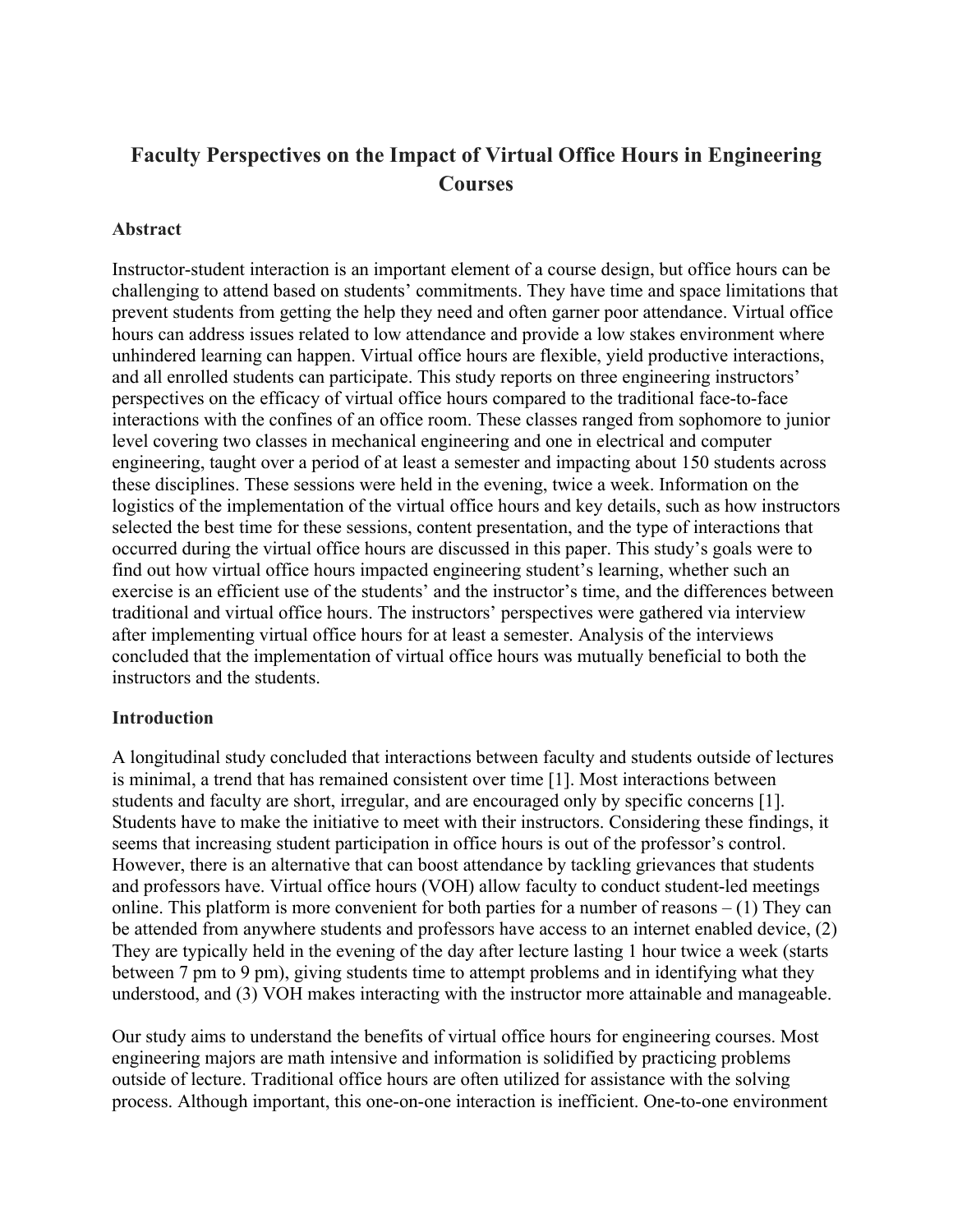# Faculty Perspectives on the Impact of Virtual Office Hours in Engineering Courses

## Abstract

Instructor-student interaction is an important element of a course design, but office hours can be challenging to attend based on students' commitments. They have time and space limitations that prevent students from getting the help they need and often garner poor attendance. Virtual office hours can address issues related to low attendance and provide a low stakes environment where unhindered learning can happen. Virtual office hours are flexible, yield productive interactions, and all enrolled students can participate. This study reports on three engineering instructors' perspectives on the efficacy of virtual office hours compared to the traditional face-to-face interactions with the confines of an office room. These classes ranged from sophomore to junior level covering two classes in mechanical engineering and one in electrical and computer engineering, taught over a period of at least a semester and impacting about 150 students across these disciplines. These sessions were held in the evening, twice a week. Information on the logistics of the implementation of the virtual office hours and key details, such as how instructors selected the best time for these sessions, content presentation, and the type of interactions that occurred during the virtual office hours are discussed in this paper. This study's goals were to find out how virtual office hours impacted engineering student's learning, whether such an exercise is an efficient use of the students' and the instructor's time, and the differences between traditional and virtual office hours. The instructors' perspectives were gathered via interview after implementing virtual office hours for at least a semester. Analysis of the interviews concluded that the implementation of virtual office hours was mutually beneficial to both the instructors and the students.

## Introduction

A longitudinal study concluded that interactions between faculty and students outside of lectures is minimal, a trend that has remained consistent over time [1]. Most interactions between students and faculty are short, irregular, and are encouraged only by specific concerns [1]. Students have to make the initiative to meet with their instructors. Considering these findings, it seems that increasing student participation in office hours is out of the professor's control. However, there is an alternative that can boost attendance by tackling grievances that students and professors have. Virtual office hours (VOH) allow faculty to conduct student-led meetings online. This platform is more convenient for both parties for a number of reasons – (1) They can be attended from anywhere students and professors have access to an internet enabled device, (2) They are typically held in the evening of the day after lecture lasting 1 hour twice a week (starts between 7 pm to 9 pm), giving students time to attempt problems and in identifying what they understood, and (3) VOH makes interacting with the instructor more attainable and manageable.

Our study aims to understand the benefits of virtual office hours for engineering courses. Most engineering majors are math intensive and information is solidified by practicing problems outside of lecture. Traditional office hours are often utilized for assistance with the solving process. Although important, this one-on-one interaction is inefficient. One-to-one environment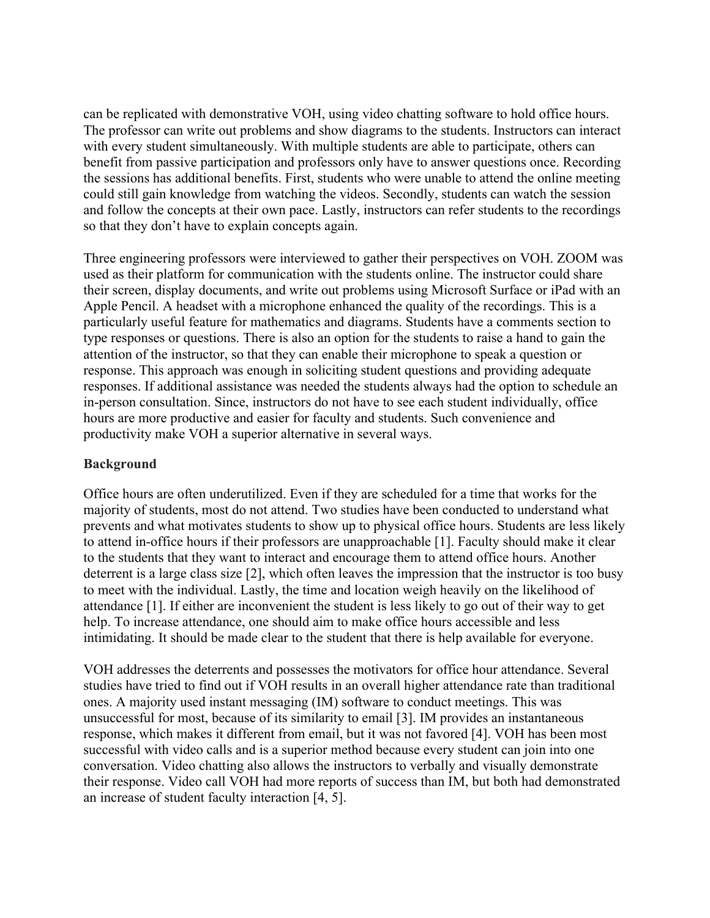can be replicated with demonstrative VOH, using video chatting software to hold office hours. The professor can write out problems and show diagrams to the students. Instructors can interact with every student simultaneously. With multiple students are able to participate, others can benefit from passive participation and professors only have to answer questions once. Recording the sessions has additional benefits. First, students who were unable to attend the online meeting could still gain knowledge from watching the videos. Secondly, students can watch the session and follow the concepts at their own pace. Lastly, instructors can refer students to the recordings so that they don't have to explain concepts again.

Three engineering professors were interviewed to gather their perspectives on VOH. ZOOM was used as their platform for communication with the students online. The instructor could share their screen, display documents, and write out problems using Microsoft Surface or iPad with an Apple Pencil. A headset with a microphone enhanced the quality of the recordings. This is a particularly useful feature for mathematics and diagrams. Students have a comments section to type responses or questions. There is also an option for the students to raise a hand to gain the attention of the instructor, so that they can enable their microphone to speak a question or response. This approach was enough in soliciting student questions and providing adequate responses. If additional assistance was needed the students always had the option to schedule an in-person consultation. Since, instructors do not have to see each student individually, office hours are more productive and easier for faculty and students. Such convenience and productivity make VOH a superior alternative in several ways.

**Background**

Office hours are often underutilized. Even if they are scheduled for a time that works for the majority of students, most do not attend. Two studies have been conducted to understand what prevents and what motivates students to show up to physical office hours. Students are less likely to attend in-office hours if their professors are unapproachable [1]. Faculty should make it clear to the students that they want to interact and encourage them to attend office hours. Another deterrent is a large class size [2], which often leaves the impression that the instructor is too busy to meet with the individual. Lastly, the time and location weigh heavily on the likelihood of attendance [1]. If either are inconvenient the student is less likely to go out of their way to get help. To increase attendance, one should aim to make office hours accessible and less intimidating. It should be made clear to the student that there is help available for everyone.

VOH addresses the deterrents and possesses the motivators for office hour attendance. Several studies have tried to find out if VOH results in an overall higher attendance rate than traditional ones. A majority used instant messaging (IM) software to conduct meetings. This was unsuccessful for most, because of its similarity to email [3]. IM provides an instantaneous response, which makes it different from email, but it was not favored [4]. VOH has been most successful with video calls and is a superior method because every student can join into one conversation. Video chatting also allows the instructors to verbally and visually demonstrate their response. Video call VOH had more reports of success than IM, but both had demonstrated an increase of student faculty interaction [4, 5].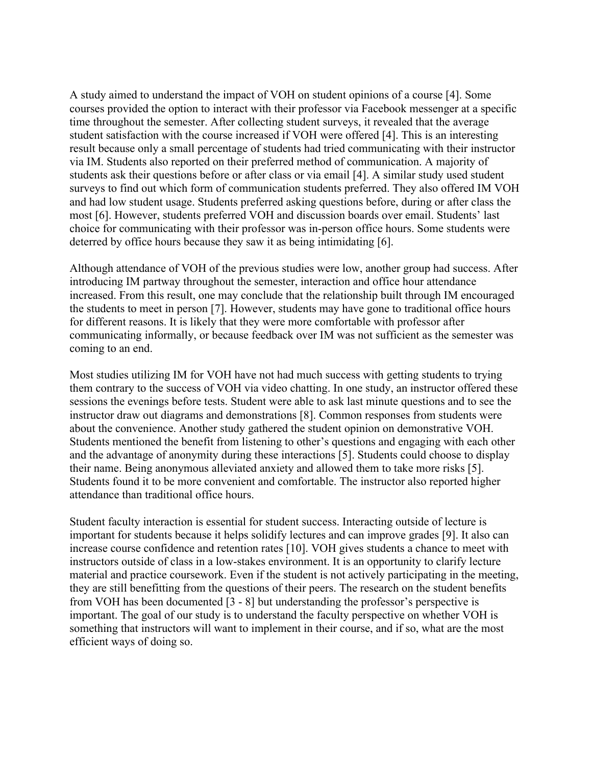A study aimed to understand the impact of VOH on student opinions of a course [4]. Some courses provided the option to interact with their professor via Facebook messenger at a specific time throughout the semester. After collecting student surveys, it revealed that the average student satisfaction with the course increased if VOH were offered [4]. This is an interesting result because only a small percentage of students had tried communicating with their instructor via IM. Students also reported on their preferred method of communication. A majority of students ask their questions before or after class or via email [4]. A similar study used student surveys to find out which form of communication students preferred. They also offered IM VOH and had low student usage. Students preferred asking questions before, during or after class the most [6]. However, students preferred VOH and discussion boards over email. Students' last choice for communicating with their professor was in-person office hours. Some students were deterred by office hours because they saw it as being intimidating [6].

Although attendance of VOH of the previous studies were low, another group had success. After introducing IM partway throughout the semester, interaction and office hour attendance increased. From this result, one may conclude that the relationship built through IM encouraged the students to meet in person [7]. However, students may have gone to traditional office hours for different reasons. It is likely that they were more comfortable with professor after communicating informally, or because feedback over IM was not sufficient as the semester was coming to an end.

Most studies utilizing IM for VOH have not had much success with getting students to trying them contrary to the success of VOH via video chatting. In one study, an instructor offered these sessions the evenings before tests. Student were able to ask last minute questions and to see the instructor draw out diagrams and demonstrations [8]. Common responses from students were about the convenience. Another study gathered the student opinion on demonstrative VOH. Students mentioned the benefit from listening to other's questions and engaging with each other and the advantage of anonymity during these interactions [5]. Students could choose to display their name. Being anonymous alleviated anxiety and allowed them to take more risks [5]. Students found it to be more convenient and comfortable. The instructor also reported higher attendance than traditional office hours.

Student faculty interaction is essential for student success. Interacting outside of lecture is important for students because it helps solidify lectures and can improve grades [9]. It also can increase course confidence and retention rates [10]. VOH gives students a chance to meet with instructors outside of class in a low-stakes environment. It is an opportunity to clarify lecture material and practice coursework. Even if the student is not actively participating in the meeting, they are still benefitting from the questions of their peers. The research on the student benefits from VOH has been documented [3 - 8] but understanding the professor's perspective is important. The goal of our study is to understand the faculty perspective on whether VOH is something that instructors will want to implement in their course, and if so, what are the most efficient ways of doing so.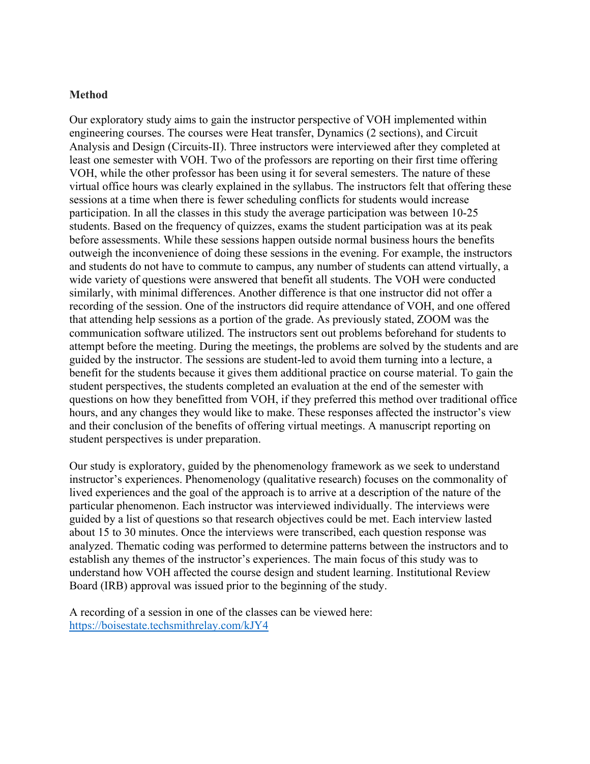**Method**

Our exploratory study aims to gain the instructor perspective of VOH implemented within engineering courses. The courses were Heat transfer, Dynamics (2 sections), and Circuit Analysis and Design (Circuits-II). Three instructors were interviewed after they completed at least one semester with VOH. Two of the professors are reporting on their first time offering VOH, while the other professor has been using it for several semesters. The nature of these virtual office hours was clearly explained in the syllabus. The instructors felt that offering these sessions at a time when there is fewer scheduling conflicts for students would increase participation. In all the classes in this study the average participation was between 10-25 students. Based on the frequency of quizzes, exams the student participation was at its peak before assessments. While these sessions happen outside normal business hours the benefits outweigh the inconvenience of doing these sessions in the evening. For example, the instructors and students do not have to commute to campus, any number of students can attend virtually, a wide variety of questions were answered that benefit all students. The VOH were conducted similarly, with minimal differences. Another difference is that one instructor did not offer a recording of the session. One of the instructors did require attendance of VOH, and one offered that attending help sessions as a portion of the grade. As previously stated, ZOOM was the communication software utilized. The instructors sent out problems beforehand for students to attempt before the meeting. During the meetings, the problems are solved by the students and are guided by the instructor. The sessions are student-led to avoid them turning into a lecture, a benefit for the students because it gives them additional practice on course material. To gain the student perspectives, the students completed an evaluation at the end of the semester with questions on how they benefitted from VOH, if they preferred this method over traditional office hours, and any changes they would like to make. These responses affected the instructor's view and their conclusion of the benefits of offering virtual meetings. A manuscript reporting on student perspectives is under preparation.

Our study is exploratory, guided by the phenomenology framework as we seek to understand instructor's experiences. Phenomenology (qualitative research) focuses on the commonality of lived experiences and the goal of the approach is to arrive at a description of the nature of the particular phenomenon. Each instructor was interviewed individually. The interviews were guided by a list of questions so that research objectives could be met. Each interview lasted about 15 to 30 minutes. Once the interviews were transcribed, each question response was analyzed. Thematic coding was performed to determine patterns between the instructors and to establish any themes of the instructor's experiences. The main focus of this study was to understand how VOH affected the course design and student learning. Institutional Review Board (IRB) approval was issued prior to the beginning of the study.

A recording of a session in one of the classes can be viewed here: [https://boisestate.techsmithrelay.com/kJY4](https://boisestate.techsmithrelay.com/kJY4)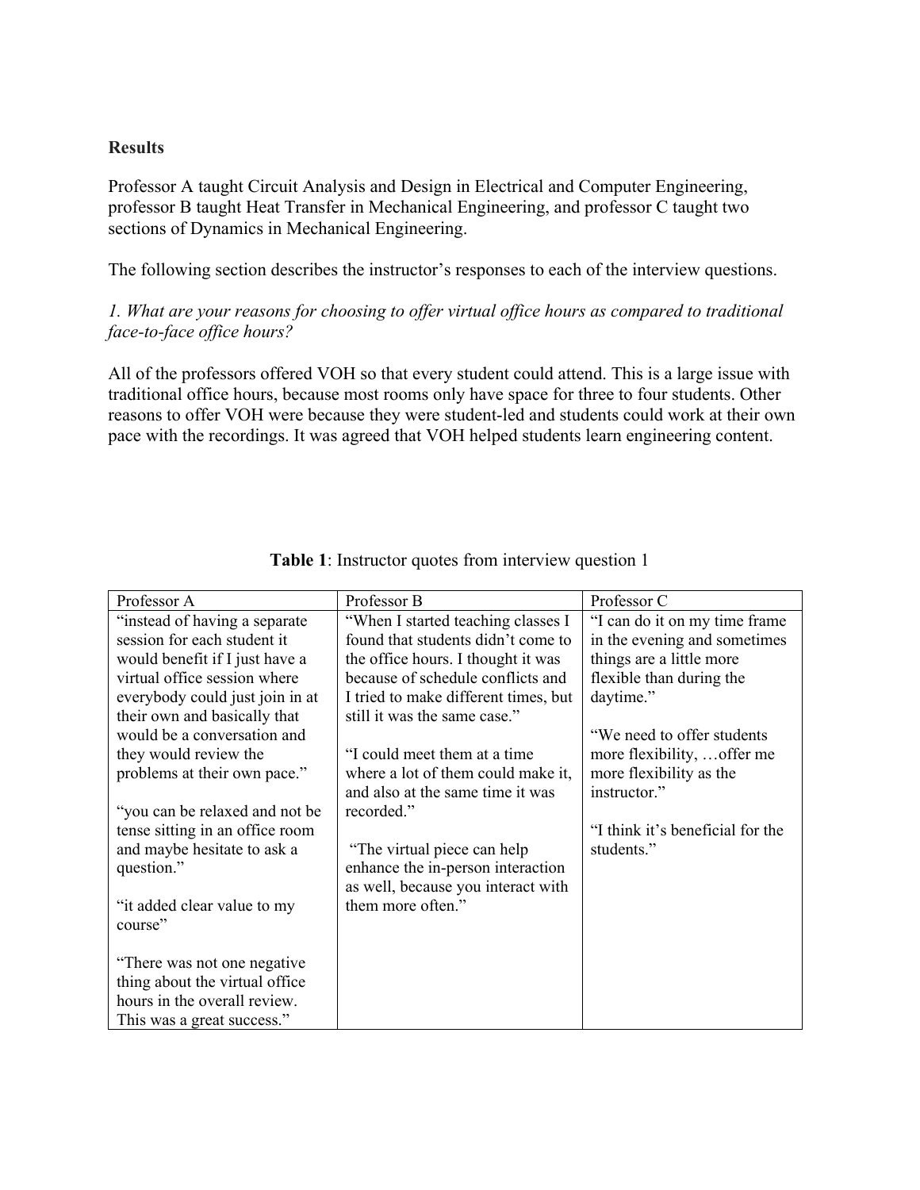**Results**

Professor A taught Circuit Analysis and Design in Electrical and Computer Engineering, professor B taught Heat Transfer in Mechanical Engineering, and professor C taught two sections of Dynamics in Mechanical Engineering.

The following section describes the instructor's responses to each of the interview questions.

*1. What are your reasons for choosing to offer virtual office hours as compared to traditional face-to-face office hours?*

All of the professors offered VOH so that every student could attend. This is a large issue with traditional office hours, because most rooms only have space for three to four students. Other reasons to offer VOH were because they were student-led and students could work at their own pace with the recordings. It was agreed that VOH helped students learn engineering content.

**Table 1**: Instructor quotes from interview question 1

| Professor A | Professor B | Professor C |
|---|---|---|
| "instead of having a separate session for each student it would benefit if I just have a virtual office session where everybody could just join in at their own and basically that would be a conversation and they would review the problems at their own pace."<br><br>"you can be relaxed and not be tense sitting in an office room and maybe hesitate to ask a question."<br><br>"it added clear value to my course"<br><br>"There was not one negative thing about the virtual office hours in the overall review. This was a great success." | "When I started teaching classes I found that students didn't come to the office hours. I thought it was because of schedule conflicts and I tried to make different times, but still it was the same case."<br><br>"I could meet them at a time where a lot of them could make it, and also at the same time it was recorded."<br><br>"The virtual piece can help enhance the in-person interaction as well, because you interact with them more often." | "I can do it on my time frame in the evening and sometimes things are a little more flexible than during the daytime."<br><br>"We need to offer students more flexibility, …offer me more flexibility as the instructor."<br><br>"I think it's beneficial for the students." |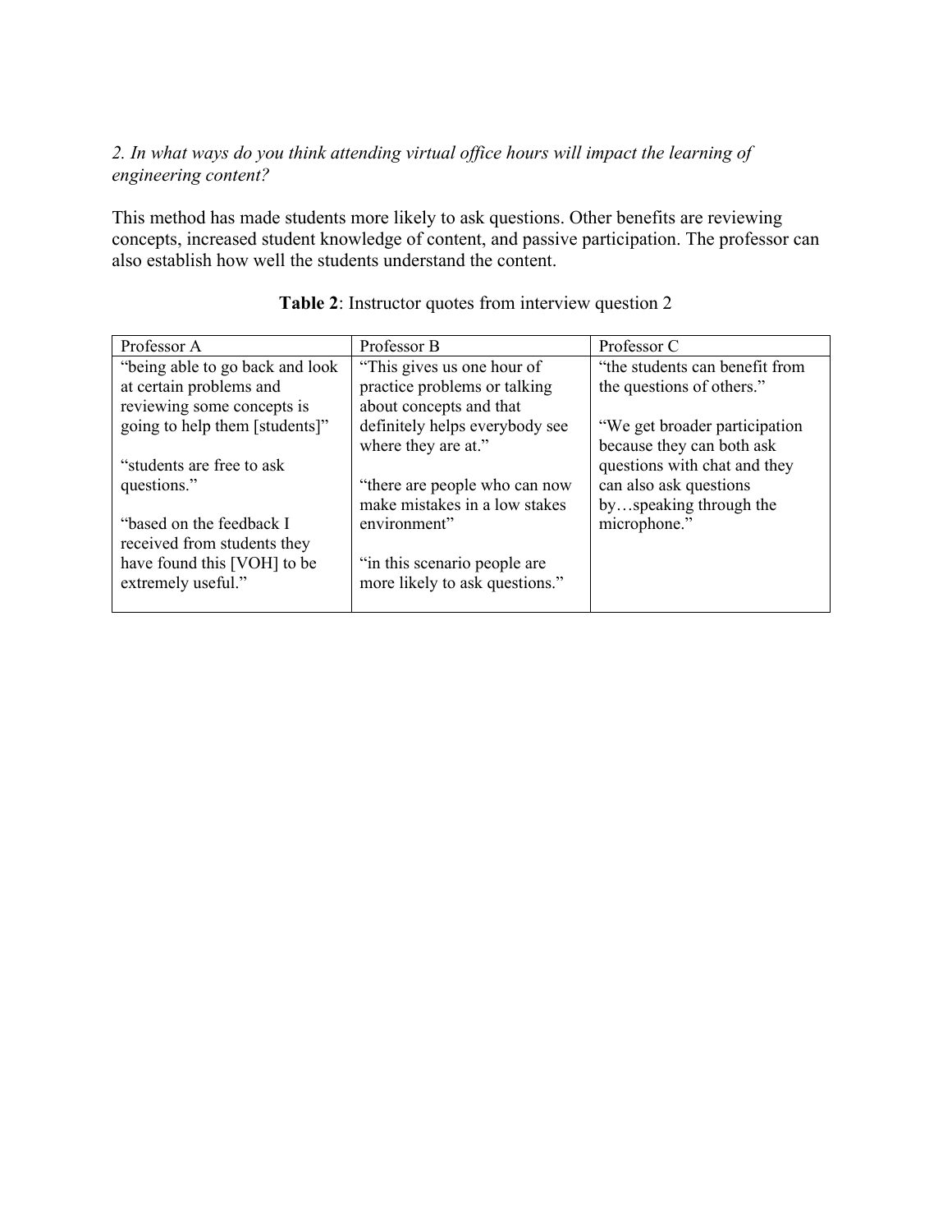*2. In what ways do you think attending virtual office hours will impact the learning of engineering content?*

This method has made students more likely to ask questions. Other benefits are reviewing concepts, increased student knowledge of content, and passive participation. The professor can also establish how well the students understand the content.

**Table 2**: Instructor quotes from interview question 2

| Professor A | Professor B | Professor C |
|---|---|---|
| "being able to go back and look at certain problems and reviewing some concepts is going to help them [students]"<br><br>"students are free to ask questions."<br><br>"based on the feedback I received from students they have found this [VOH] to be extremely useful." | "This gives us one hour of practice problems or talking about concepts and that definitely helps everybody see where they are at."<br><br>"there are people who can now make mistakes in a low stakes environment"<br><br>"in this scenario people are more likely to ask questions." | "the students can benefit from the questions of others."<br><br>"We get broader participation because they can both ask questions with chat and they can also ask questions by…speaking through the microphone." |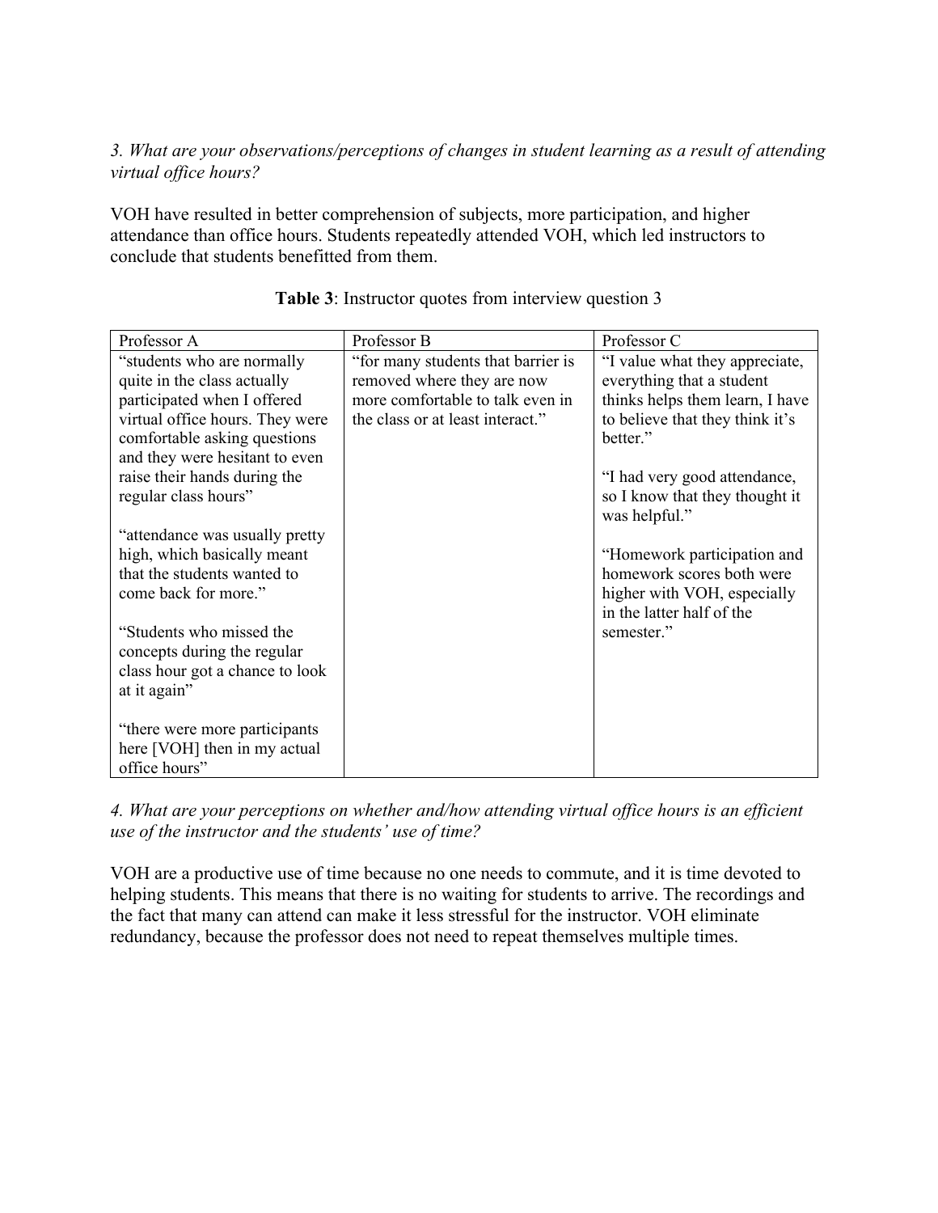*3. What are your observations/perceptions of changes in student learning as a result of attending virtual office hours?*

VOH have resulted in better comprehension of subjects, more participation, and higher attendance than office hours. Students repeatedly attended VOH, which led instructors to conclude that students benefitted from them.

**Table 3**: Instructor quotes from interview question 3

| Professor A | Professor B | Professor C |
| --- | --- | --- |
| "students who are normally quite in the class actually participated when I offered virtual office hours. They were comfortable asking questions and they were hesitant to even raise their hands during the regular class hours"<br><br>"attendance was usually pretty high, which basically meant that the students wanted to come back for more."<br><br>"Students who missed the concepts during the regular class hour got a chance to look at it again"<br><br>"there were more participants here [VOH] then in my actual office hours" | "for many students that barrier is removed where they are now more comfortable to talk even in the class or at least interact." | "I value what they appreciate, everything that a student thinks helps them learn, I have to believe that they think it's better."<br><br>"I had very good attendance, so I know that they thought it was helpful."<br><br>"Homework participation and homework scores both were higher with VOH, especially in the latter half of the semester." |

*4. What are your perceptions on whether and/how attending virtual office hours is an efficient use of the instructor and the students' use of time?*

VOH are a productive use of time because no one needs to commute, and it is time devoted to helping students. This means that there is no waiting for students to arrive. The recordings and the fact that many can attend can make it less stressful for the instructor. VOH eliminate redundancy, because the professor does not need to repeat themselves multiple times.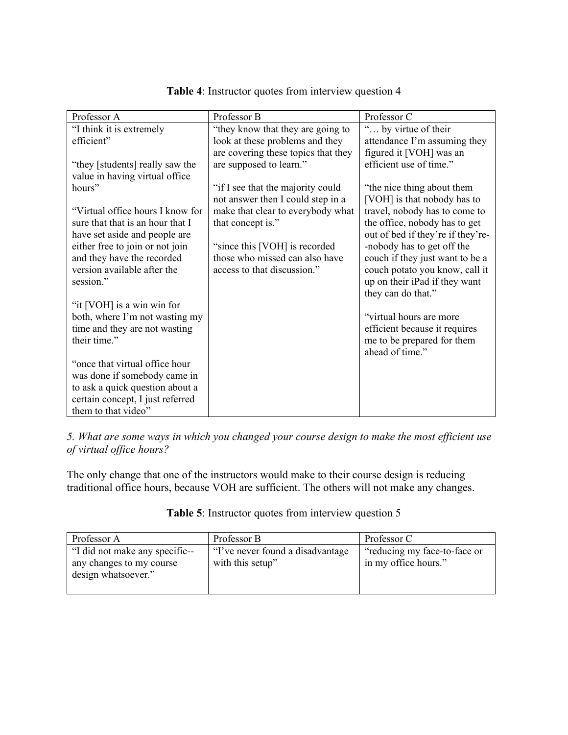**Table 4**: Instructor quotes from interview question 4

| Professor A | Professor B | Professor C |
|---|---|---|
| "I think it is extremely efficient"<br><br>"they [students] really saw the value in having virtual office hours"<br><br>"Virtual office hours I know for sure that that is an hour that I have set aside and people are either free to join or not join and they have the recorded version available after the session."<br><br>"it [VOH] is a win win for both, where I'm not wasting my time and they are not wasting their time."<br><br>"once that virtual office hour was done if somebody came in to ask a quick question about a certain concept, I just referred them to that video" | "they know that they are going to look at these problems and they are covering these topics that they are supposed to learn."<br><br>"if I see that the majority could not answer then I could step in a make that clear to everybody what that concept is."<br><br>"since this [VOH] is recorded those who missed can also have access to that discussion." | "… by virtue of their attendance I'm assuming they figured it [VOH] was an efficient use of time."<br><br>"the nice thing about them [VOH] is that nobody has to travel, nobody has to come to the office, nobody has to get out of bed if they're if they're--nobody has to get off the couch if they just want to be a couch potato you know, call it up on their iPad if they want they can do that."<br><br>"virtual hours are more efficient because it requires me to be prepared for them ahead of time." |

*5. What are some ways in which you changed your course design to make the most efficient use of virtual office hours?*

The only change that one of the instructors would make to their course design is reducing traditional office hours, because VOH are sufficient. The others will not make any changes.

**Table 5**: Instructor quotes from interview question 5

| Professor A | Professor B | Professor C |
|---|---|---|
| "I did not make any specific--any changes to my course design whatsoever." | "I've never found a disadvantage with this setup" | "reducing my face-to-face or in my office hours." |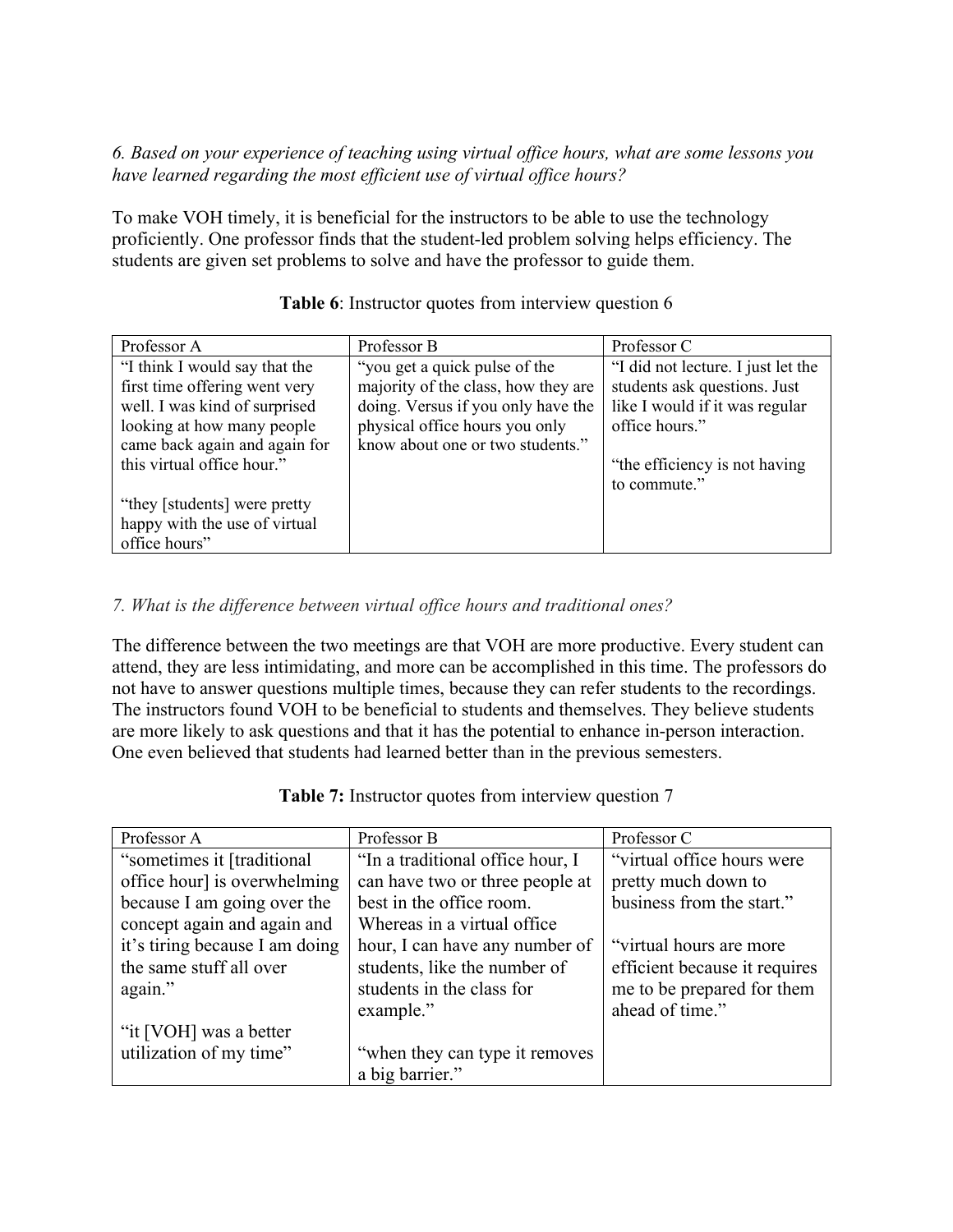*6. Based on your experience of teaching using virtual office hours, what are some lessons you have learned regarding the most efficient use of virtual office hours?*

To make VOH timely, it is beneficial for the instructors to be able to use the technology proficiently. One professor finds that the student-led problem solving helps efficiency. The students are given set problems to solve and have the professor to guide them.

**Table 6**: Instructor quotes from interview question 6

| Professor A | Professor B | Professor C |
|---|---|---|
| "I think I would say that the first time offering went very well. I was kind of surprised looking at how many people came back again and again for this virtual office hour."<br><br>"they [students] were pretty happy with the use of virtual office hours" | "you get a quick pulse of the majority of the class, how they are doing. Versus if you only have the physical office hours you only know about one or two students." | "I did not lecture. I just let the students ask questions. Just like I would if it was regular office hours."<br><br>"the efficiency is not having to commute." |

*7. What is the difference between virtual office hours and traditional ones?*

The difference between the two meetings are that VOH are more productive. Every student can attend, they are less intimidating, and more can be accomplished in this time. The professors do not have to answer questions multiple times, because they can refer students to the recordings. The instructors found VOH to be beneficial to students and themselves. They believe students are more likely to ask questions and that it has the potential to enhance in-person interaction. One even believed that students had learned better than in the previous semesters.

**Table 7:** Instructor quotes from interview question 7

| Professor A | Professor B | Professor C |
|---|---|---|
| "sometimes it [traditional office hour] is overwhelming because I am going over the concept again and again and it's tiring because I am doing the same stuff all over again."<br><br>"it [VOH] was a better utilization of my time" | "In a traditional office hour, I can have two or three people at best in the office room. Whereas in a virtual office hour, I can have any number of students, like the number of students in the class for example."<br><br>"when they can type it removes a big barrier." | "virtual office hours were pretty much down to business from the start."<br><br>"virtual hours are more efficient because it requires me to be prepared for them ahead of time." |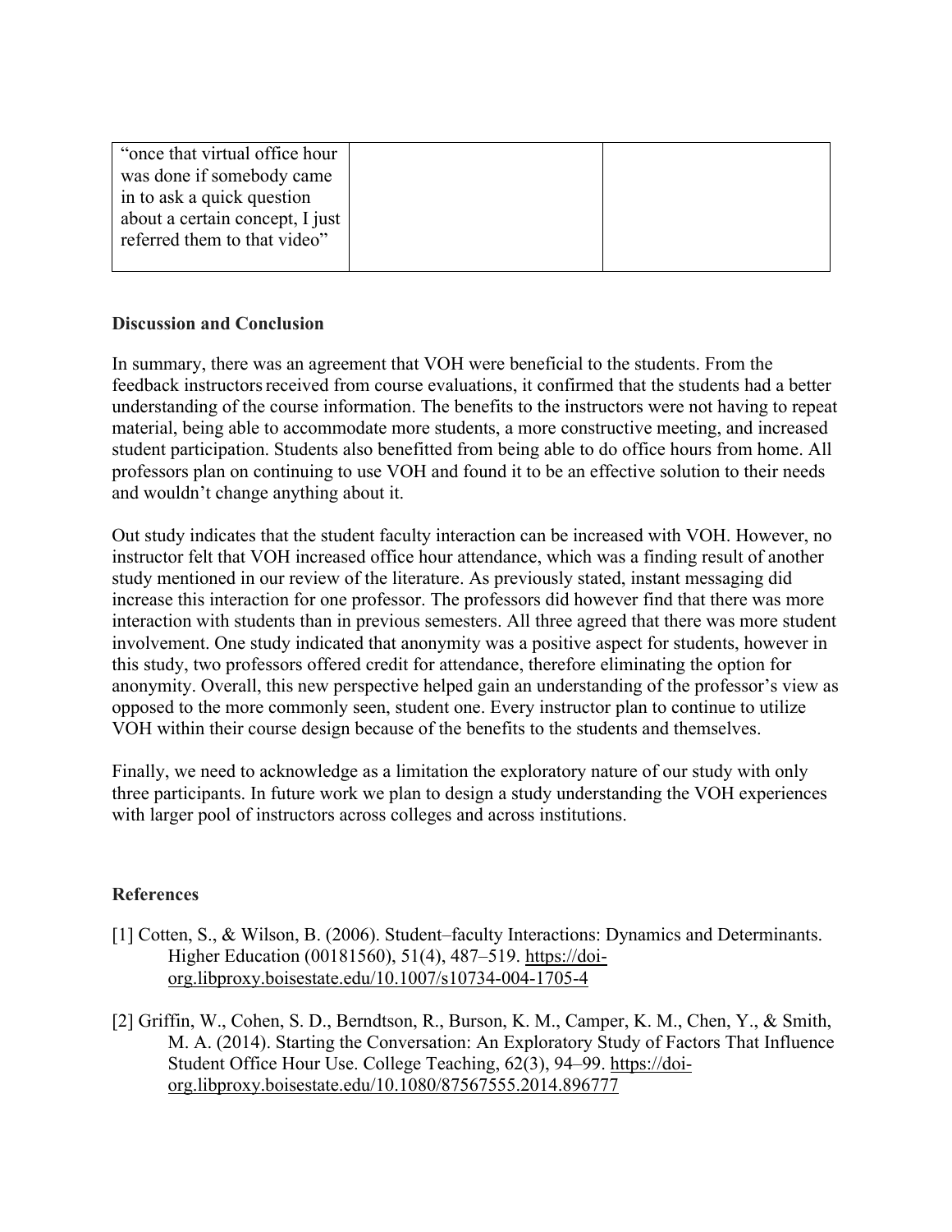| | | |
|---|---|---|
| "once that virtual office hour was done if somebody came in to ask a quick question about a certain concept, I just referred them to that video" | | |

**Discussion and Conclusion**

In summary, there was an agreement that VOH were beneficial to the students. From the feedback instructors received from course evaluations, it confirmed that the students had a better understanding of the course information. The benefits to the instructors were not having to repeat material, being able to accommodate more students, a more constructive meeting, and increased student participation. Students also benefitted from being able to do office hours from home. All professors plan on continuing to use VOH and found it to be an effective solution to their needs and wouldn't change anything about it.

Out study indicates that the student faculty interaction can be increased with VOH. However, no instructor felt that VOH increased office hour attendance, which was a finding result of another study mentioned in our review of the literature. As previously stated, instant messaging did increase this interaction for one professor. The professors did however find that there was more interaction with students than in previous semesters. All three agreed that there was more student involvement. One study indicated that anonymity was a positive aspect for students, however in this study, two professors offered credit for attendance, therefore eliminating the option for anonymity. Overall, this new perspective helped gain an understanding of the professor's view as opposed to the more commonly seen, student one. Every instructor plan to continue to utilize VOH within their course design because of the benefits to the students and themselves.

Finally, we need to acknowledge as a limitation the exploratory nature of our study with only three participants. In future work we plan to design a study understanding the VOH experiences with larger pool of instructors across colleges and across institutions.

**References**

[1] Cotten, S., & Wilson, B. (2006). Student–faculty Interactions: Dynamics and Determinants. Higher Education (00181560), 51(4), 487–519. https://doi-org.libproxy.boisestate.edu/10.1007/s10734-004-1705-4

[2] Griffin, W., Cohen, S. D., Berndtson, R., Burson, K. M., Camper, K. M., Chen, Y., & Smith, M. A. (2014). Starting the Conversation: An Exploratory Study of Factors That Influence Student Office Hour Use. College Teaching, 62(3), 94–99. https://doi-org.libproxy.boisestate.edu/10.1080/87567555.2014.896777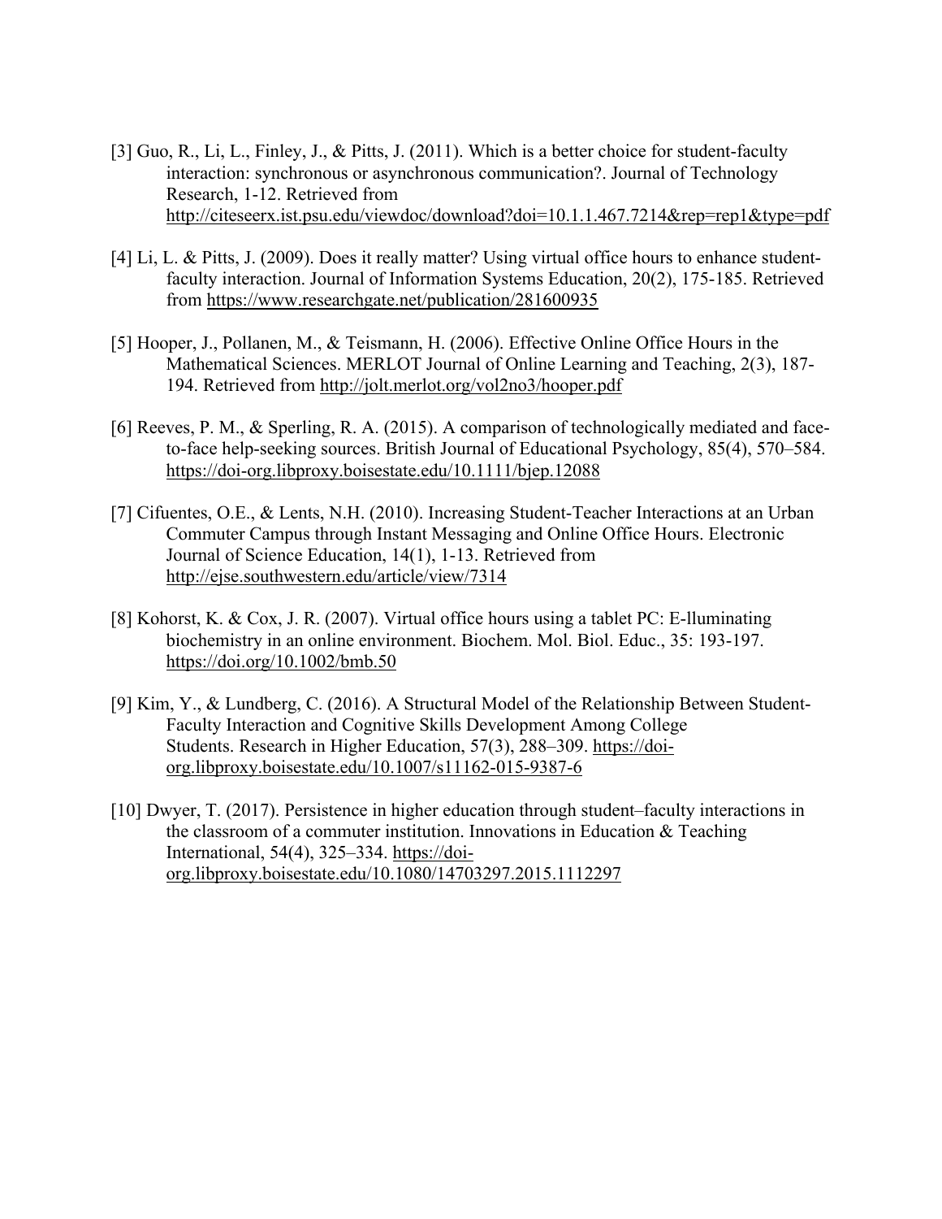[3] Guo, R., Li, L., Finley, J., & Pitts, J. (2011). Which is a better choice for student-faculty interaction: synchronous or asynchronous communication?. Journal of Technology Research, 1-12. Retrieved from http://citeseerx.ist.psu.edu/viewdoc/download?doi=10.1.1.467.7214&rep=rep1&type=pdf

[4] Li, L. & Pitts, J. (2009). Does it really matter? Using virtual office hours to enhance student-faculty interaction. Journal of Information Systems Education, 20(2), 175-185. Retrieved from https://www.researchgate.net/publication/281600935

[5] Hooper, J., Pollanen, M., & Teismann, H. (2006). Effective Online Office Hours in the Mathematical Sciences. MERLOT Journal of Online Learning and Teaching, 2(3), 187-194. Retrieved from http://jolt.merlot.org/vol2no3/hooper.pdf

[6] Reeves, P. M., & Sperling, R. A. (2015). A comparison of technologically mediated and face-to-face help-seeking sources. British Journal of Educational Psychology, 85(4), 570–584. https://doi-org.libproxy.boisestate.edu/10.1111/bjep.12088

[7] Cifuentes, O.E., & Lents, N.H. (2010). Increasing Student-Teacher Interactions at an Urban Commuter Campus through Instant Messaging and Online Office Hours. Electronic Journal of Science Education, 14(1), 1-13. Retrieved from http://ejse.southwestern.edu/article/view/7314

[8] Kohorst, K. & Cox, J. R. (2007). Virtual office hours using a tablet PC: E-lluminating biochemistry in an online environment. Biochem. Mol. Biol. Educ., 35: 193-197. https://doi.org/10.1002/bmb.50

[9] Kim, Y., & Lundberg, C. (2016). A Structural Model of the Relationship Between Student-Faculty Interaction and Cognitive Skills Development Among College Students. Research in Higher Education, 57(3), 288–309. https://doi-org.libproxy.boisestate.edu/10.1007/s11162-015-9387-6

[10] Dwyer, T. (2017). Persistence in higher education through student–faculty interactions in the classroom of a commuter institution. Innovations in Education & Teaching International, 54(4), 325–334. https://doi-org.libproxy.boisestate.edu/10.1080/14703297.2015.1112297